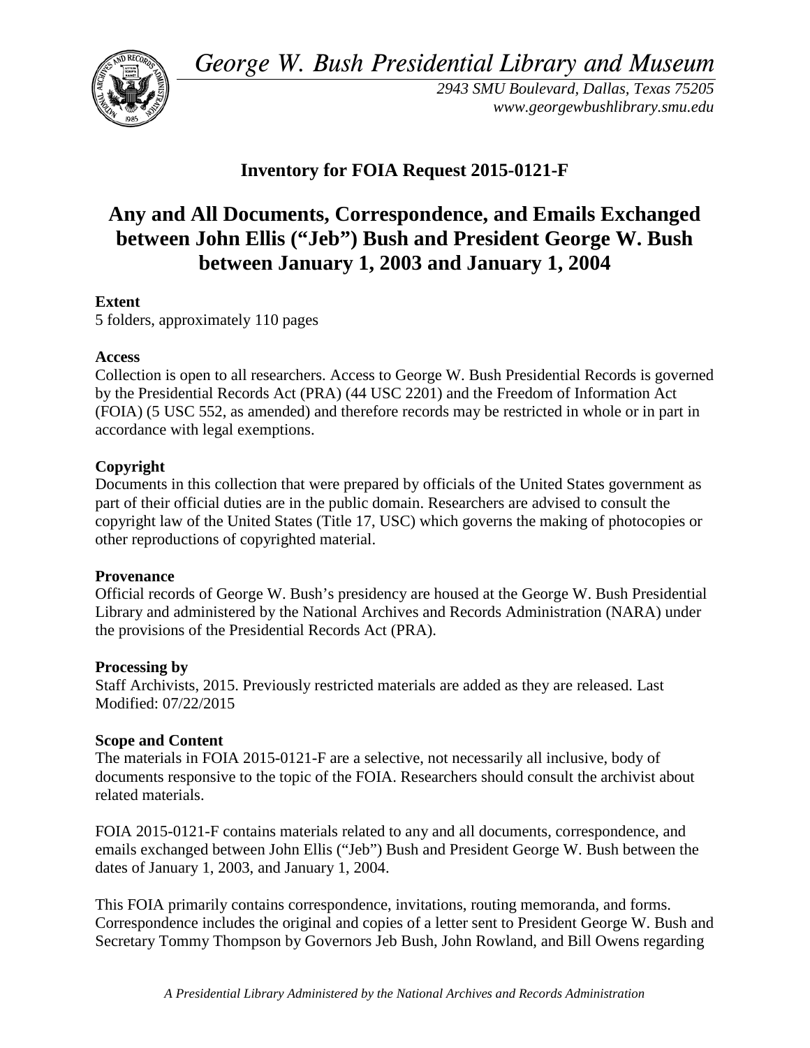*George W. Bush Presidential Library and Museum*

*2943 SMU Boulevard, Dallas, Texas 75205*
*www.georgewbushlibrary.smu.edu*

# Inventory for FOIA Request 2015-0121-F

## Any and All Documents, Correspondence, and Emails Exchanged between John Ellis ("Jeb") Bush and President George W. Bush between January 1, 2003 and January 1, 2004

**Extent**

5 folders, approximately 110 pages

**Access**

Collection is open to all researchers. Access to George W. Bush Presidential Records is governed by the Presidential Records Act (PRA) (44 USC 2201) and the Freedom of Information Act (FOIA) (5 USC 552, as amended) and therefore records may be restricted in whole or in part in accordance with legal exemptions.

**Copyright**

Documents in this collection that were prepared by officials of the United States government as part of their official duties are in the public domain. Researchers are advised to consult the copyright law of the United States (Title 17, USC) which governs the making of photocopies or other reproductions of copyrighted material.

**Provenance**

Official records of George W. Bush's presidency are housed at the George W. Bush Presidential Library and administered by the National Archives and Records Administration (NARA) under the provisions of the Presidential Records Act (PRA).

**Processing by**

Staff Archivists, 2015. Previously restricted materials are added as they are released. Last Modified: 07/22/2015

**Scope and Content**

The materials in FOIA 2015-0121-F are a selective, not necessarily all inclusive, body of documents responsive to the topic of the FOIA. Researchers should consult the archivist about related materials.

FOIA 2015-0121-F contains materials related to any and all documents, correspondence, and emails exchanged between John Ellis ("Jeb") Bush and President George W. Bush between the dates of January 1, 2003, and January 1, 2004.

This FOIA primarily contains correspondence, invitations, routing memoranda, and forms. Correspondence includes the original and copies of a letter sent to President George W. Bush and Secretary Tommy Thompson by Governors Jeb Bush, John Rowland, and Bill Owens regarding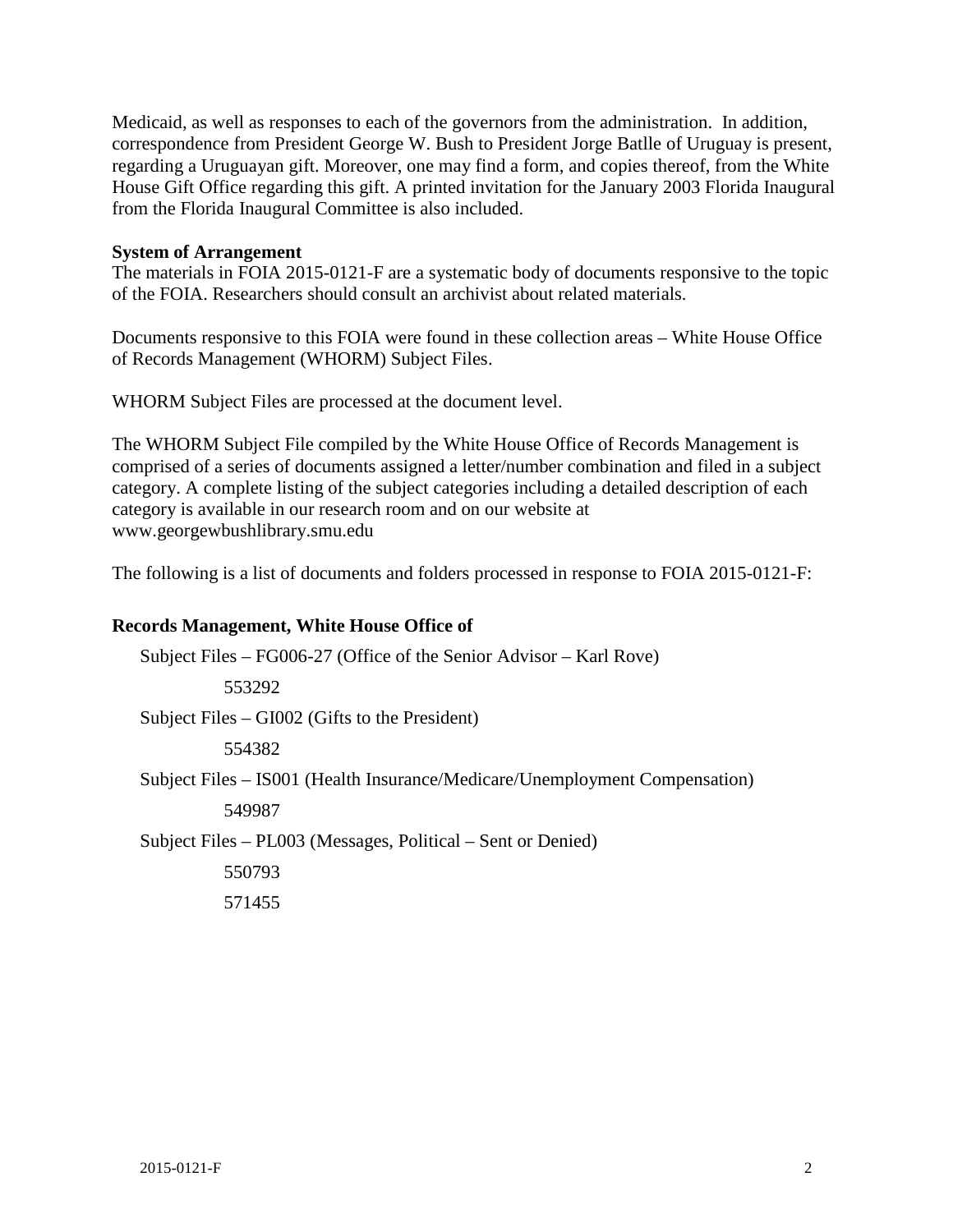Medicaid, as well as responses to each of the governors from the administration. In addition, correspondence from President George W. Bush to President Jorge Batlle of Uruguay is present, regarding a Uruguayan gift. Moreover, one may find a form, and copies thereof, from the White House Gift Office regarding this gift. A printed invitation for the January 2003 Florida Inaugural from the Florida Inaugural Committee is also included.

**System of Arrangement**

The materials in FOIA 2015-0121-F are a systematic body of documents responsive to the topic of the FOIA. Researchers should consult an archivist about related materials.

Documents responsive to this FOIA were found in these collection areas – White House Office of Records Management (WHORM) Subject Files.

WHORM Subject Files are processed at the document level.

The WHORM Subject File compiled by the White House Office of Records Management is comprised of a series of documents assigned a letter/number combination and filed in a subject category. A complete listing of the subject categories including a detailed description of each category is available in our research room and on our website at www.georgewbushlibrary.smu.edu

The following is a list of documents and folders processed in response to FOIA 2015-0121-F:

**Records Management, White House Office of**

- Subject Files – FG006-27 (Office of the Senior Advisor – Karl Rove)
  - 553292
- Subject Files – GI002 (Gifts to the President)
  - 554382
- Subject Files – IS001 (Health Insurance/Medicare/Unemployment Compensation)
  - 549987
- Subject Files – PL003 (Messages, Political – Sent or Denied)
  - 550793
  - 571455